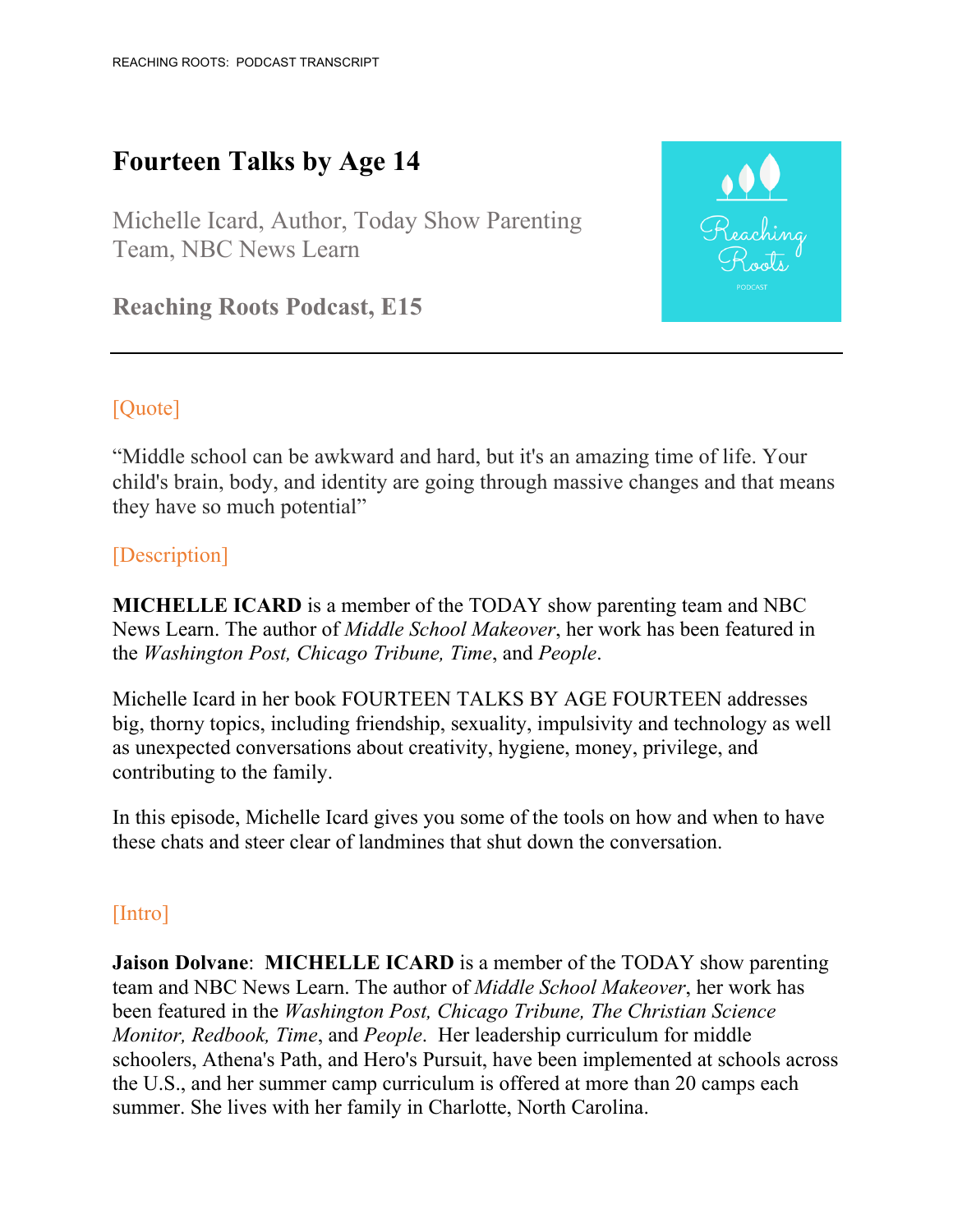# Fourteen Talks by Age 14

Michelle Icard, Author, Today Show Parenting Team, NBC News Learn

## Reaching Roots Podcast, E15

---

[Quote]

"Middle school can be awkward and hard, but it's an amazing time of life. Your child's brain, body, and identity are going through massive changes and that means they have so much potential"

[Description]

**MICHELLE ICARD** is a member of the TODAY show parenting team and NBC News Learn. The author of *Middle School Makeover*, her work has been featured in the *Washington Post, Chicago Tribune, Time*, and *People*.

Michelle Icard in her book FOURTEEN TALKS BY AGE FOURTEEN addresses big, thorny topics, including friendship, sexuality, impulsivity and technology as well as unexpected conversations about creativity, hygiene, money, privilege, and contributing to the family.

In this episode, Michelle Icard gives you some of the tools on how and when to have these chats and steer clear of landmines that shut down the conversation.

[Intro]

**Jaison Dolvane**: **MICHELLE ICARD** is a member of the TODAY show parenting team and NBC News Learn. The author of *Middle School Makeover*, her work has been featured in the *Washington Post, Chicago Tribune, The Christian Science Monitor, Redbook, Time*, and *People*. Her leadership curriculum for middle schoolers, Athena's Path, and Hero's Pursuit, have been implemented at schools across the U.S., and her summer camp curriculum is offered at more than 20 camps each summer. She lives with her family in Charlotte, North Carolina.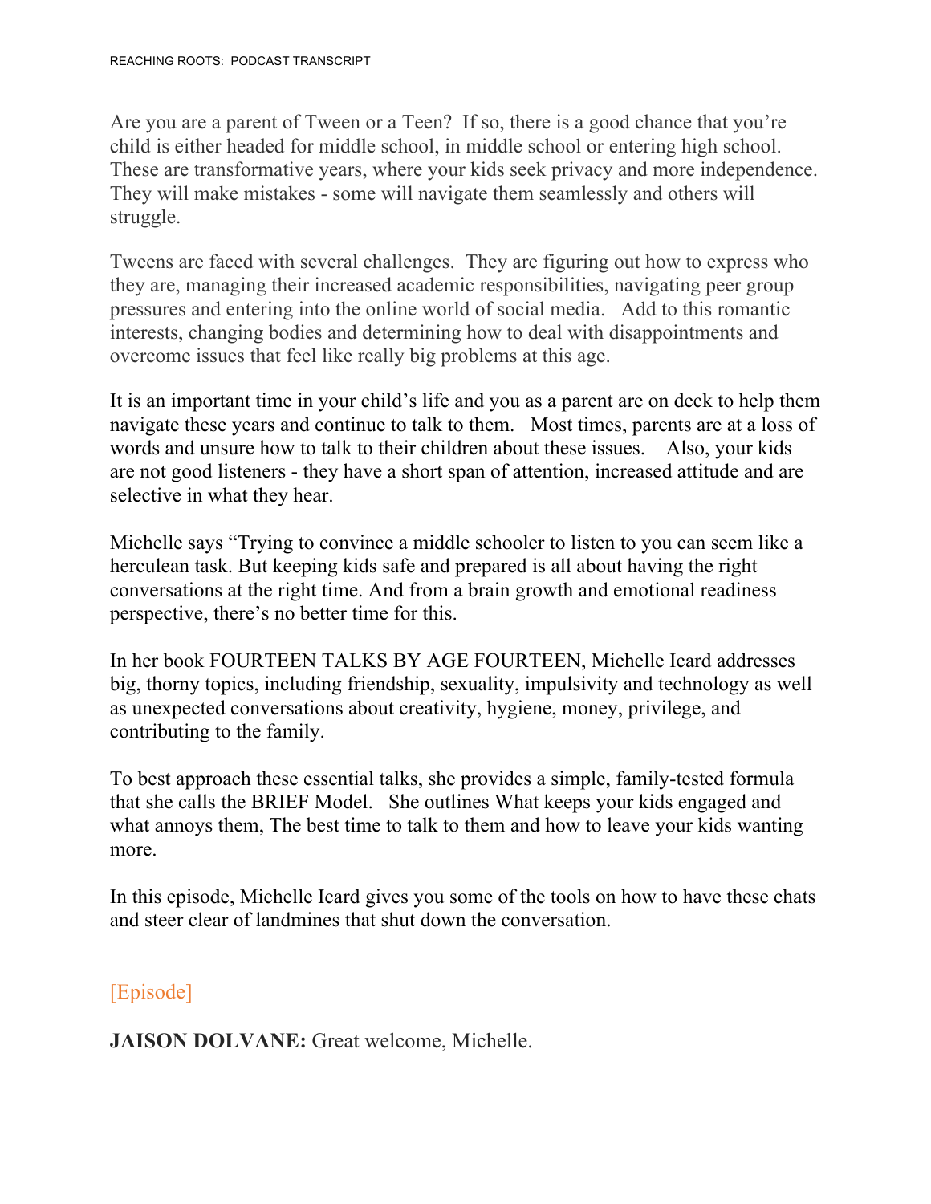Are you are a parent of Tween or a Teen? If so, there is a good chance that you're child is either headed for middle school, in middle school or entering high school. These are transformative years, where your kids seek privacy and more independence. They will make mistakes - some will navigate them seamlessly and others will struggle.

Tweens are faced with several challenges. They are figuring out how to express who they are, managing their increased academic responsibilities, navigating peer group pressures and entering into the online world of social media. Add to this romantic interests, changing bodies and determining how to deal with disappointments and overcome issues that feel like really big problems at this age.

It is an important time in your child's life and you as a parent are on deck to help them navigate these years and continue to talk to them. Most times, parents are at a loss of words and unsure how to talk to their children about these issues. Also, your kids are not good listeners - they have a short span of attention, increased attitude and are selective in what they hear.

Michelle says "Trying to convince a middle schooler to listen to you can seem like a herculean task. But keeping kids safe and prepared is all about having the right conversations at the right time. And from a brain growth and emotional readiness perspective, there's no better time for this.

In her book FOURTEEN TALKS BY AGE FOURTEEN, Michelle Icard addresses big, thorny topics, including friendship, sexuality, impulsivity and technology as well as unexpected conversations about creativity, hygiene, money, privilege, and contributing to the family.

To best approach these essential talks, she provides a simple, family-tested formula that she calls the BRIEF Model. She outlines What keeps your kids engaged and what annoys them, The best time to talk to them and how to leave your kids wanting more.

In this episode, Michelle Icard gives you some of the tools on how to have these chats and steer clear of landmines that shut down the conversation.

## [Episode]

**JAISON DOLVANE:** Great welcome, Michelle.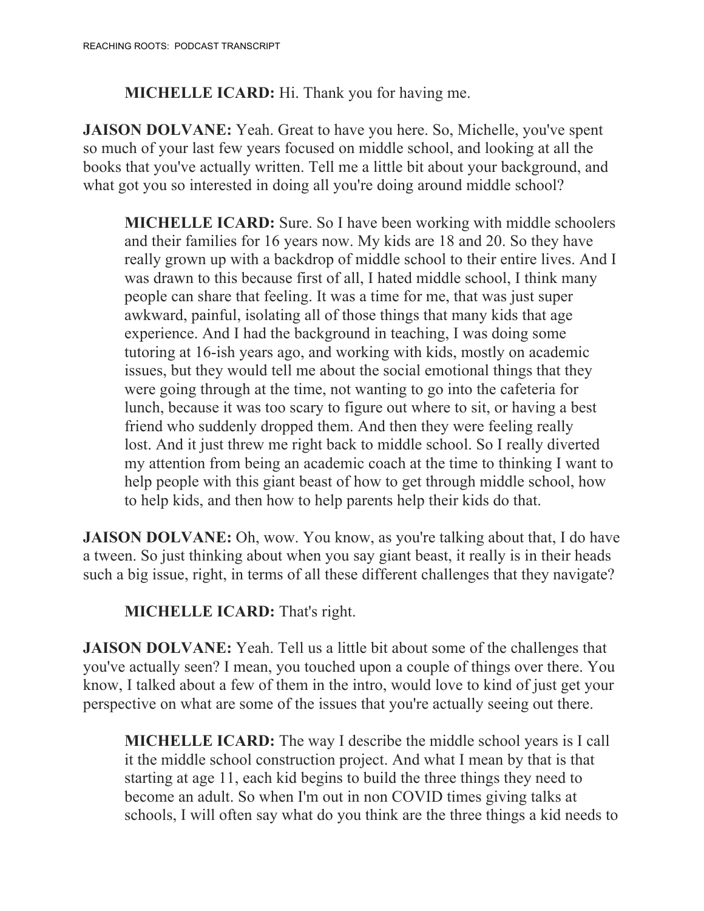**MICHELLE ICARD:** Hi. Thank you for having me.

**JAISON DOLVANE:** Yeah. Great to have you here. So, Michelle, you've spent so much of your last few years focused on middle school, and looking at all the books that you've actually written. Tell me a little bit about your background, and what got you so interested in doing all you're doing around middle school?

**MICHELLE ICARD:** Sure. So I have been working with middle schoolers and their families for 16 years now. My kids are 18 and 20. So they have really grown up with a backdrop of middle school to their entire lives. And I was drawn to this because first of all, I hated middle school, I think many people can share that feeling. It was a time for me, that was just super awkward, painful, isolating all of those things that many kids that age experience. And I had the background in teaching, I was doing some tutoring at 16-ish years ago, and working with kids, mostly on academic issues, but they would tell me about the social emotional things that they were going through at the time, not wanting to go into the cafeteria for lunch, because it was too scary to figure out where to sit, or having a best friend who suddenly dropped them. And then they were feeling really lost. And it just threw me right back to middle school. So I really diverted my attention from being an academic coach at the time to thinking I want to help people with this giant beast of how to get through middle school, how to help kids, and then how to help parents help their kids do that.

**JAISON DOLVANE:** Oh, wow. You know, as you're talking about that, I do have a tween. So just thinking about when you say giant beast, it really is in their heads such a big issue, right, in terms of all these different challenges that they navigate?

**MICHELLE ICARD:** That's right.

**JAISON DOLVANE:** Yeah. Tell us a little bit about some of the challenges that you've actually seen? I mean, you touched upon a couple of things over there. You know, I talked about a few of them in the intro, would love to kind of just get your perspective on what are some of the issues that you're actually seeing out there.

**MICHELLE ICARD:** The way I describe the middle school years is I call it the middle school construction project. And what I mean by that is that starting at age 11, each kid begins to build the three things they need to become an adult. So when I'm out in non COVID times giving talks at schools, I will often say what do you think are the three things a kid needs to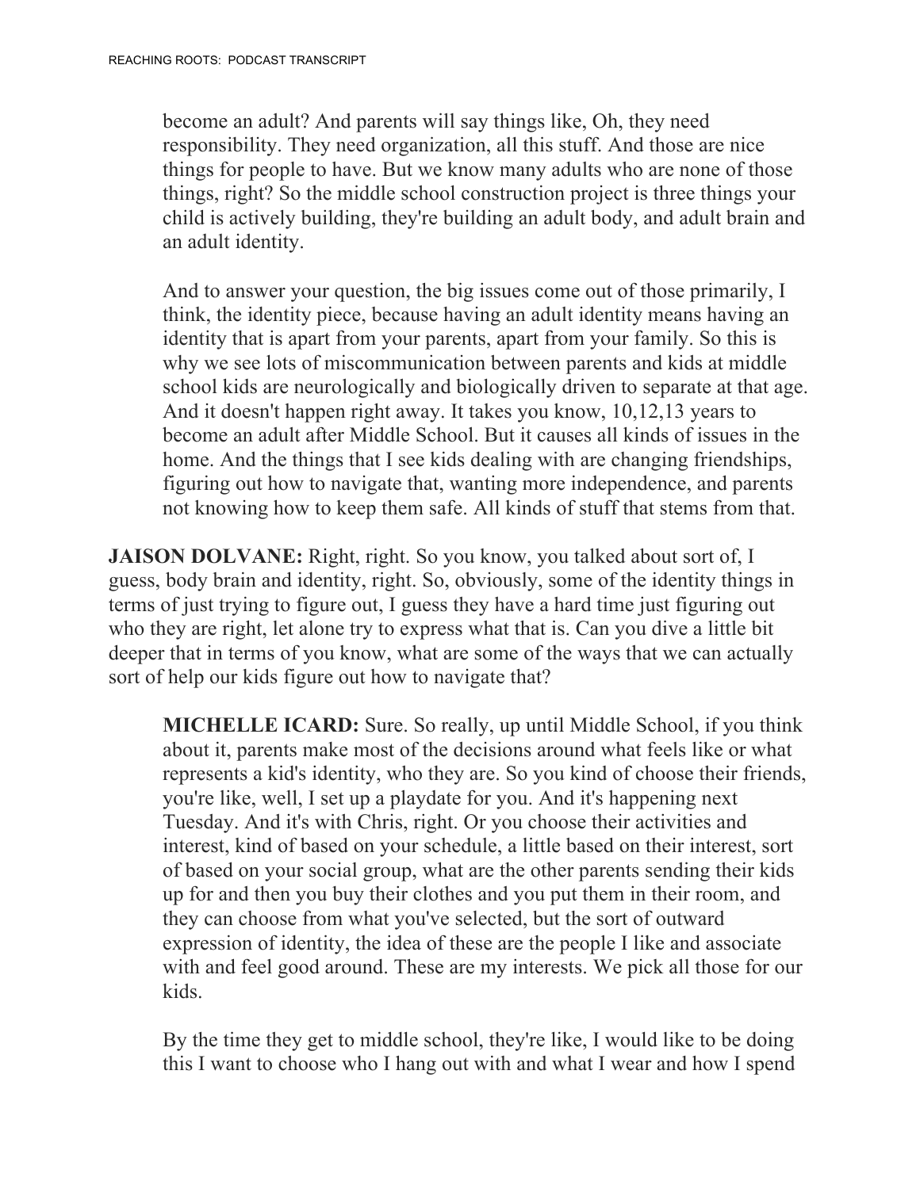become an adult? And parents will say things like, Oh, they need responsibility. They need organization, all this stuff. And those are nice things for people to have. But we know many adults who are none of those things, right? So the middle school construction project is three things your child is actively building, they're building an adult body, and adult brain and an adult identity.

And to answer your question, the big issues come out of those primarily, I think, the identity piece, because having an adult identity means having an identity that is apart from your parents, apart from your family. So this is why we see lots of miscommunication between parents and kids at middle school kids are neurologically and biologically driven to separate at that age. And it doesn't happen right away. It takes you know, 10,12,13 years to become an adult after Middle School. But it causes all kinds of issues in the home. And the things that I see kids dealing with are changing friendships, figuring out how to navigate that, wanting more independence, and parents not knowing how to keep them safe. All kinds of stuff that stems from that.

**JAISON DOLVANE:** Right, right. So you know, you talked about sort of, I guess, body brain and identity, right. So, obviously, some of the identity things in terms of just trying to figure out, I guess they have a hard time just figuring out who they are right, let alone try to express what that is. Can you dive a little bit deeper that in terms of you know, what are some of the ways that we can actually sort of help our kids figure out how to navigate that?

**MICHELLE ICARD:** Sure. So really, up until Middle School, if you think about it, parents make most of the decisions around what feels like or what represents a kid's identity, who they are. So you kind of choose their friends, you're like, well, I set up a playdate for you. And it's happening next Tuesday. And it's with Chris, right. Or you choose their activities and interest, kind of based on your schedule, a little based on their interest, sort of based on your social group, what are the other parents sending their kids up for and then you buy their clothes and you put them in their room, and they can choose from what you've selected, but the sort of outward expression of identity, the idea of these are the people I like and associate with and feel good around. These are my interests. We pick all those for our kids.

By the time they get to middle school, they're like, I would like to be doing this I want to choose who I hang out with and what I wear and how I spend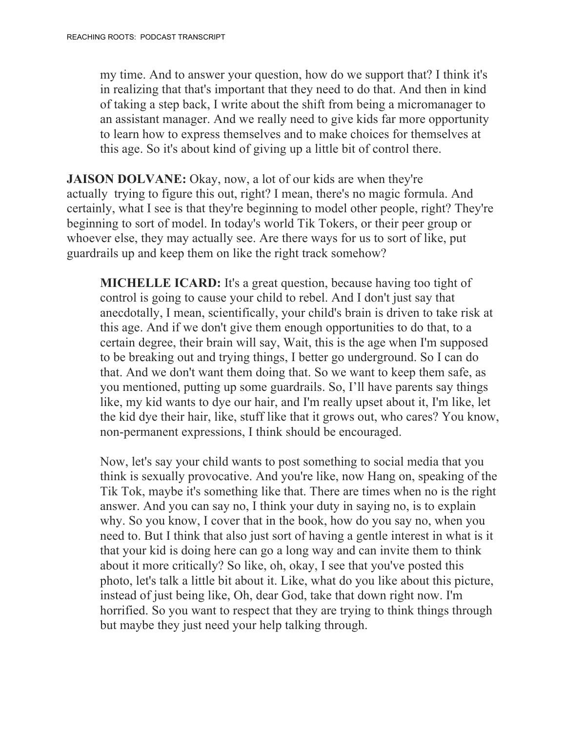my time. And to answer your question, how do we support that? I think it's in realizing that that's important that they need to do that. And then in kind of taking a step back, I write about the shift from being a micromanager to an assistant manager. And we really need to give kids far more opportunity to learn how to express themselves and to make choices for themselves at this age. So it's about kind of giving up a little bit of control there.

**JAISON DOLVANE:** Okay, now, a lot of our kids are when they're actually trying to figure this out, right? I mean, there's no magic formula. And certainly, what I see is that they're beginning to model other people, right? They're beginning to sort of model. In today's world Tik Tokers, or their peer group or whoever else, they may actually see. Are there ways for us to sort of like, put guardrails up and keep them on like the right track somehow?

**MICHELLE ICARD:** It's a great question, because having too tight of control is going to cause your child to rebel. And I don't just say that anecdotally, I mean, scientifically, your child's brain is driven to take risk at this age. And if we don't give them enough opportunities to do that, to a certain degree, their brain will say, Wait, this is the age when I'm supposed to be breaking out and trying things, I better go underground. So I can do that. And we don't want them doing that. So we want to keep them safe, as you mentioned, putting up some guardrails. So, I'll have parents say things like, my kid wants to dye our hair, and I'm really upset about it, I'm like, let the kid dye their hair, like, stuff like that it grows out, who cares? You know, non-permanent expressions, I think should be encouraged.

Now, let's say your child wants to post something to social media that you think is sexually provocative. And you're like, now Hang on, speaking of the Tik Tok, maybe it's something like that. There are times when no is the right answer. And you can say no, I think your duty in saying no, is to explain why. So you know, I cover that in the book, how do you say no, when you need to. But I think that also just sort of having a gentle interest in what is it that your kid is doing here can go a long way and can invite them to think about it more critically? So like, oh, okay, I see that you've posted this photo, let's talk a little bit about it. Like, what do you like about this picture, instead of just being like, Oh, dear God, take that down right now. I'm horrified. So you want to respect that they are trying to think things through but maybe they just need your help talking through.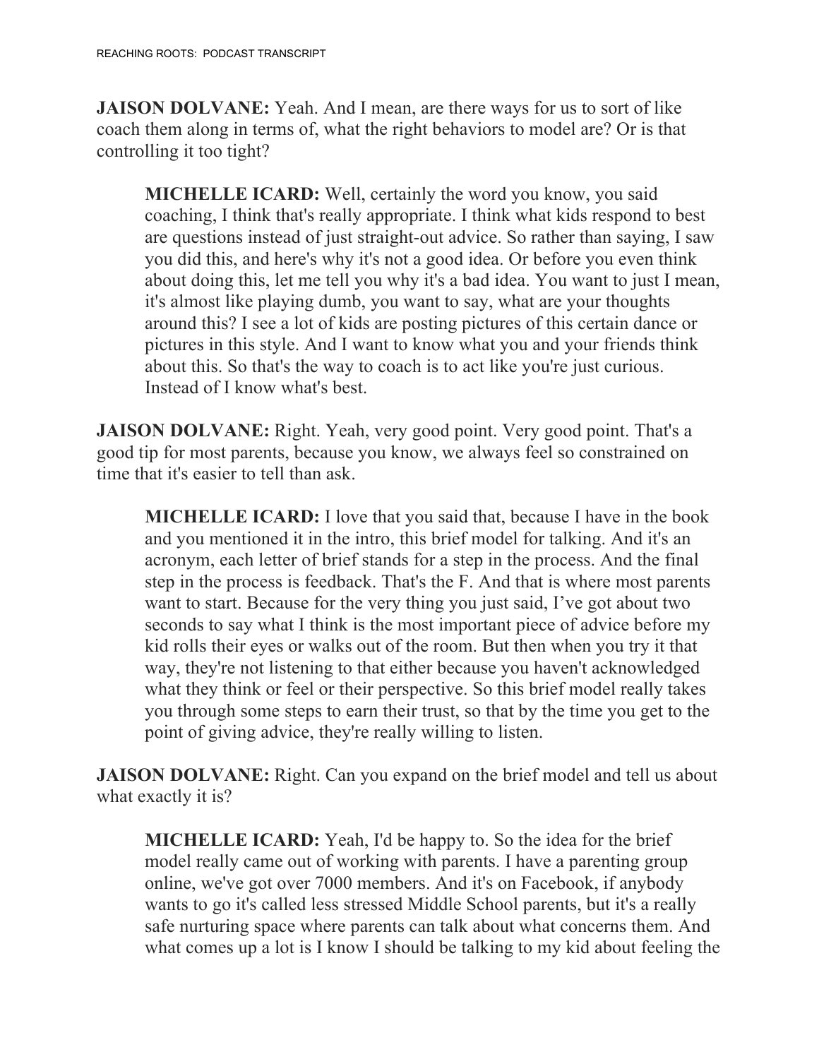**JAISON DOLVANE:** Yeah. And I mean, are there ways for us to sort of like coach them along in terms of, what the right behaviors to model are? Or is that controlling it too tight?

> **MICHELLE ICARD:** Well, certainly the word you know, you said coaching, I think that's really appropriate. I think what kids respond to best are questions instead of just straight-out advice. So rather than saying, I saw you did this, and here's why it's not a good idea. Or before you even think about doing this, let me tell you why it's a bad idea. You want to just I mean, it's almost like playing dumb, you want to say, what are your thoughts around this? I see a lot of kids are posting pictures of this certain dance or pictures in this style. And I want to know what you and your friends think about this. So that's the way to coach is to act like you're just curious. Instead of I know what's best.

**JAISON DOLVANE:** Right. Yeah, very good point. Very good point. That's a good tip for most parents, because you know, we always feel so constrained on time that it's easier to tell than ask.

> **MICHELLE ICARD:** I love that you said that, because I have in the book and you mentioned it in the intro, this brief model for talking. And it's an acronym, each letter of brief stands for a step in the process. And the final step in the process is feedback. That's the F. And that is where most parents want to start. Because for the very thing you just said, I've got about two seconds to say what I think is the most important piece of advice before my kid rolls their eyes or walks out of the room. But then when you try it that way, they're not listening to that either because you haven't acknowledged what they think or feel or their perspective. So this brief model really takes you through some steps to earn their trust, so that by the time you get to the point of giving advice, they're really willing to listen.

**JAISON DOLVANE:** Right. Can you expand on the brief model and tell us about what exactly it is?

> **MICHELLE ICARD:** Yeah, I'd be happy to. So the idea for the brief model really came out of working with parents. I have a parenting group online, we've got over 7000 members. And it's on Facebook, if anybody wants to go it's called less stressed Middle School parents, but it's a really safe nurturing space where parents can talk about what concerns them. And what comes up a lot is I know I should be talking to my kid about feeling the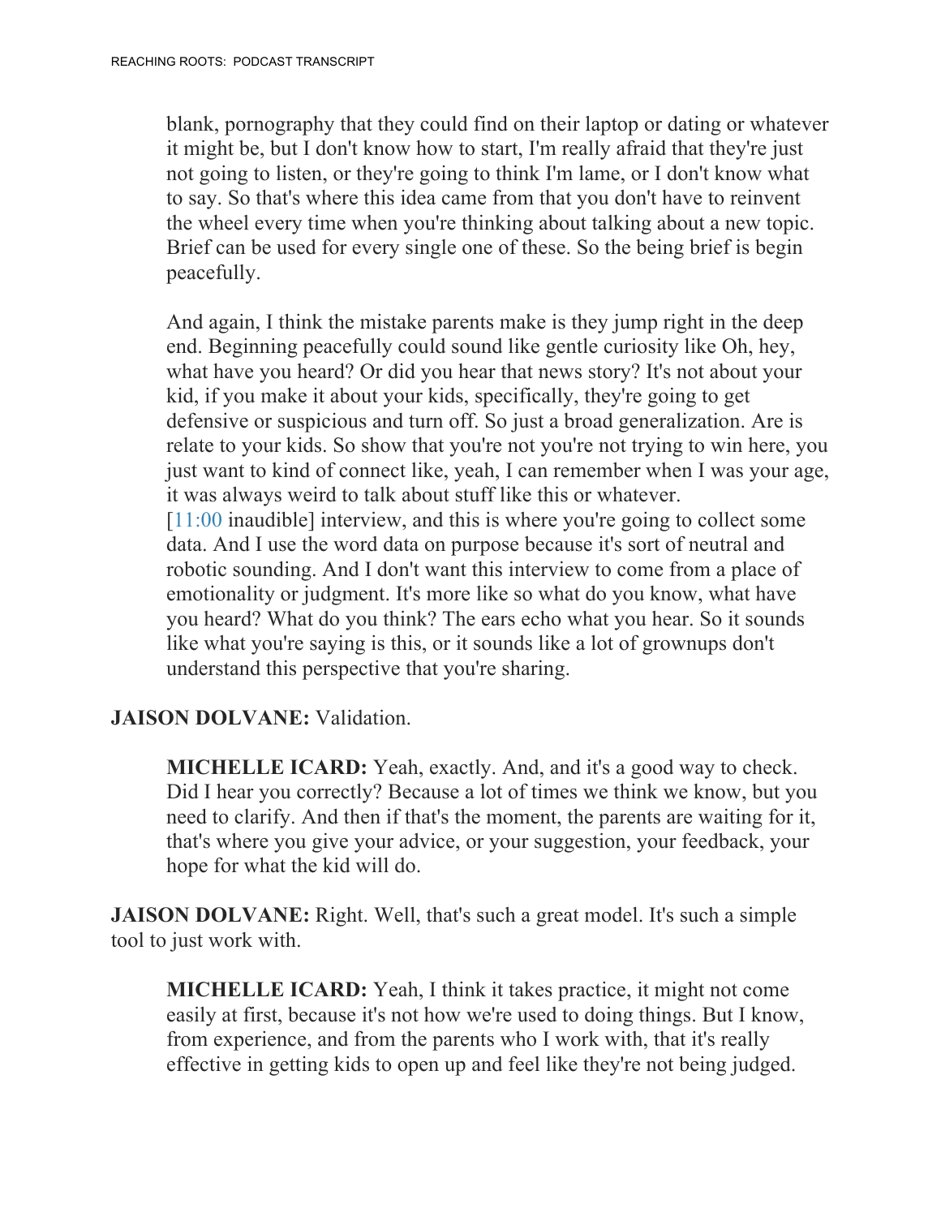blank, pornography that they could find on their laptop or dating or whatever it might be, but I don't know how to start, I'm really afraid that they're just not going to listen, or they're going to think I'm lame, or I don't know what to say. So that's where this idea came from that you don't have to reinvent the wheel every time when you're thinking about talking about a new topic. Brief can be used for every single one of these. So the being brief is begin peacefully.

And again, I think the mistake parents make is they jump right in the deep end. Beginning peacefully could sound like gentle curiosity like Oh, hey, what have you heard? Or did you hear that news story? It's not about your kid, if you make it about your kids, specifically, they're going to get defensive or suspicious and turn off. So just a broad generalization. Are is relate to your kids. So show that you're not you're not trying to win here, you just want to kind of connect like, yeah, I can remember when I was your age, it was always weird to talk about stuff like this or whatever. [11:00 inaudible] interview, and this is where you're going to collect some data. And I use the word data on purpose because it's sort of neutral and robotic sounding. And I don't want this interview to come from a place of emotionality or judgment. It's more like so what do you know, what have you heard? What do you think? The ears echo what you hear. So it sounds like what you're saying is this, or it sounds like a lot of grownups don't understand this perspective that you're sharing.

**JAISON DOLVANE:** Validation.

**MICHELLE ICARD:** Yeah, exactly. And, and it's a good way to check. Did I hear you correctly? Because a lot of times we think we know, but you need to clarify. And then if that's the moment, the parents are waiting for it, that's where you give your advice, or your suggestion, your feedback, your hope for what the kid will do.

**JAISON DOLVANE:** Right. Well, that's such a great model. It's such a simple tool to just work with.

**MICHELLE ICARD:** Yeah, I think it takes practice, it might not come easily at first, because it's not how we're used to doing things. But I know, from experience, and from the parents who I work with, that it's really effective in getting kids to open up and feel like they're not being judged.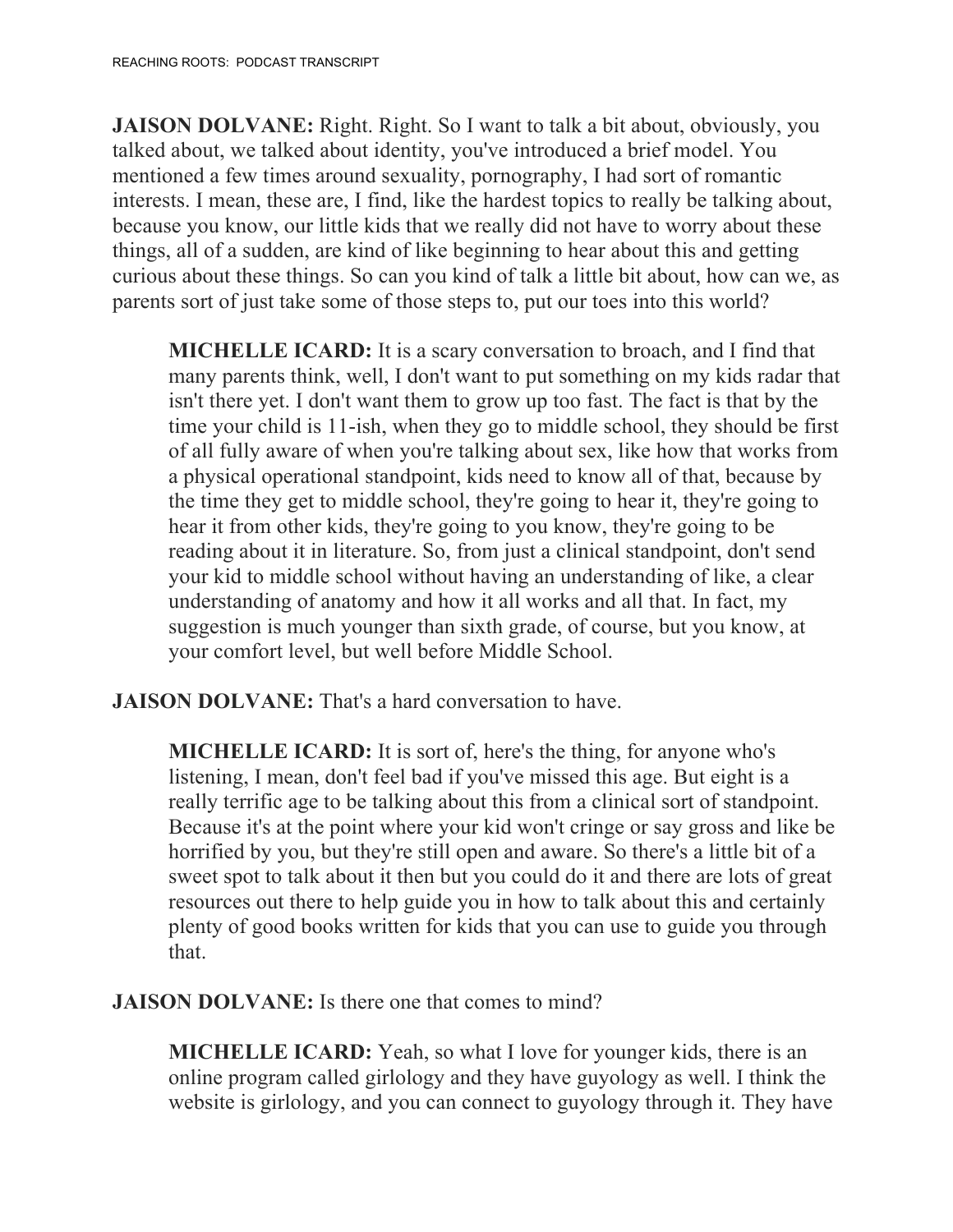**JAISON DOLVANE:** Right. Right. So I want to talk a bit about, obviously, you talked about, we talked about identity, you've introduced a brief model. You mentioned a few times around sexuality, pornography, I had sort of romantic interests. I mean, these are, I find, like the hardest topics to really be talking about, because you know, our little kids that we really did not have to worry about these things, all of a sudden, are kind of like beginning to hear about this and getting curious about these things. So can you kind of talk a little bit about, how can we, as parents sort of just take some of those steps to, put our toes into this world?

> **MICHELLE ICARD:** It is a scary conversation to broach, and I find that many parents think, well, I don't want to put something on my kids radar that isn't there yet. I don't want them to grow up too fast. The fact is that by the time your child is 11-ish, when they go to middle school, they should be first of all fully aware of when you're talking about sex, like how that works from a physical operational standpoint, kids need to know all of that, because by the time they get to middle school, they're going to hear it, they're going to hear it from other kids, they're going to you know, they're going to be reading about it in literature. So, from just a clinical standpoint, don't send your kid to middle school without having an understanding of like, a clear understanding of anatomy and how it all works and all that. In fact, my suggestion is much younger than sixth grade, of course, but you know, at your comfort level, but well before Middle School.

**JAISON DOLVANE:** That's a hard conversation to have.

> **MICHELLE ICARD:** It is sort of, here's the thing, for anyone who's listening, I mean, don't feel bad if you've missed this age. But eight is a really terrific age to be talking about this from a clinical sort of standpoint. Because it's at the point where your kid won't cringe or say gross and like be horrified by you, but they're still open and aware. So there's a little bit of a sweet spot to talk about it then but you could do it and there are lots of great resources out there to help guide you in how to talk about this and certainly plenty of good books written for kids that you can use to guide you through that.

**JAISON DOLVANE:** Is there one that comes to mind?

> **MICHELLE ICARD:** Yeah, so what I love for younger kids, there is an online program called girlology and they have guyology as well. I think the website is girlology, and you can connect to guyology through it. They have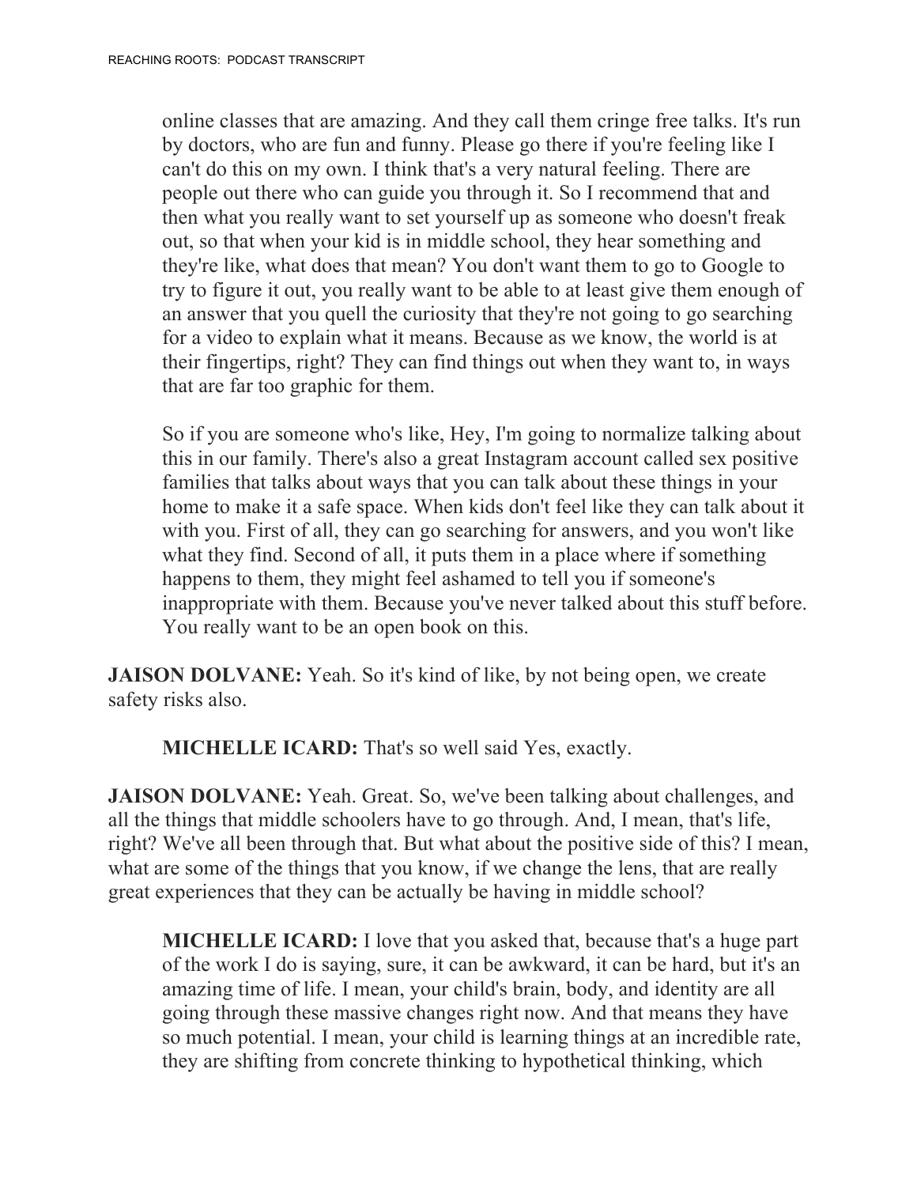online classes that are amazing. And they call them cringe free talks. It's run by doctors, who are fun and funny. Please go there if you're feeling like I can't do this on my own. I think that's a very natural feeling. There are people out there who can guide you through it. So I recommend that and then what you really want to set yourself up as someone who doesn't freak out, so that when your kid is in middle school, they hear something and they're like, what does that mean? You don't want them to go to Google to try to figure it out, you really want to be able to at least give them enough of an answer that you quell the curiosity that they're not going to go searching for a video to explain what it means. Because as we know, the world is at their fingertips, right? They can find things out when they want to, in ways that are far too graphic for them.

So if you are someone who's like, Hey, I'm going to normalize talking about this in our family. There's also a great Instagram account called sex positive families that talks about ways that you can talk about these things in your home to make it a safe space. When kids don't feel like they can talk about it with you. First of all, they can go searching for answers, and you won't like what they find. Second of all, it puts them in a place where if something happens to them, they might feel ashamed to tell you if someone's inappropriate with them. Because you've never talked about this stuff before. You really want to be an open book on this.

**JAISON DOLVANE:** Yeah. So it's kind of like, by not being open, we create safety risks also.

**MICHELLE ICARD:** That's so well said Yes, exactly.

**JAISON DOLVANE:** Yeah. Great. So, we've been talking about challenges, and all the things that middle schoolers have to go through. And, I mean, that's life, right? We've all been through that. But what about the positive side of this? I mean, what are some of the things that you know, if we change the lens, that are really great experiences that they can be actually be having in middle school?

**MICHELLE ICARD:** I love that you asked that, because that's a huge part of the work I do is saying, sure, it can be awkward, it can be hard, but it's an amazing time of life. I mean, your child's brain, body, and identity are all going through these massive changes right now. And that means they have so much potential. I mean, your child is learning things at an incredible rate, they are shifting from concrete thinking to hypothetical thinking, which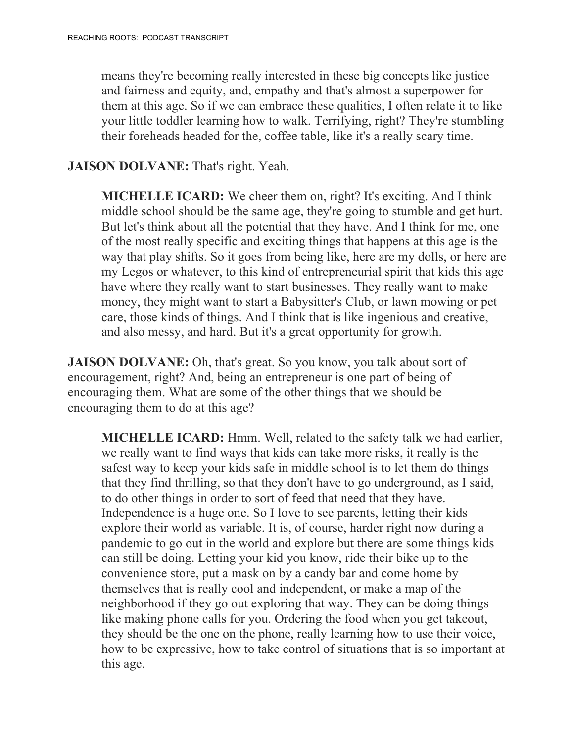means they're becoming really interested in these big concepts like justice and fairness and equity, and, empathy and that's almost a superpower for them at this age. So if we can embrace these qualities, I often relate it to like your little toddler learning how to walk. Terrifying, right? They're stumbling their foreheads headed for the, coffee table, like it's a really scary time.

**JAISON DOLVANE:** That's right. Yeah.

**MICHELLE ICARD:** We cheer them on, right? It's exciting. And I think middle school should be the same age, they're going to stumble and get hurt. But let's think about all the potential that they have. And I think for me, one of the most really specific and exciting things that happens at this age is the way that play shifts. So it goes from being like, here are my dolls, or here are my Legos or whatever, to this kind of entrepreneurial spirit that kids this age have where they really want to start businesses. They really want to make money, they might want to start a Babysitter's Club, or lawn mowing or pet care, those kinds of things. And I think that is like ingenious and creative, and also messy, and hard. But it's a great opportunity for growth.

**JAISON DOLVANE:** Oh, that's great. So you know, you talk about sort of encouragement, right? And, being an entrepreneur is one part of being of encouraging them. What are some of the other things that we should be encouraging them to do at this age?

**MICHELLE ICARD:** Hmm. Well, related to the safety talk we had earlier, we really want to find ways that kids can take more risks, it really is the safest way to keep your kids safe in middle school is to let them do things that they find thrilling, so that they don't have to go underground, as I said, to do other things in order to sort of feed that need that they have. Independence is a huge one. So I love to see parents, letting their kids explore their world as variable. It is, of course, harder right now during a pandemic to go out in the world and explore but there are some things kids can still be doing. Letting your kid you know, ride their bike up to the convenience store, put a mask on by a candy bar and come home by themselves that is really cool and independent, or make a map of the neighborhood if they go out exploring that way. They can be doing things like making phone calls for you. Ordering the food when you get takeout, they should be the one on the phone, really learning how to use their voice, how to be expressive, how to take control of situations that is so important at this age.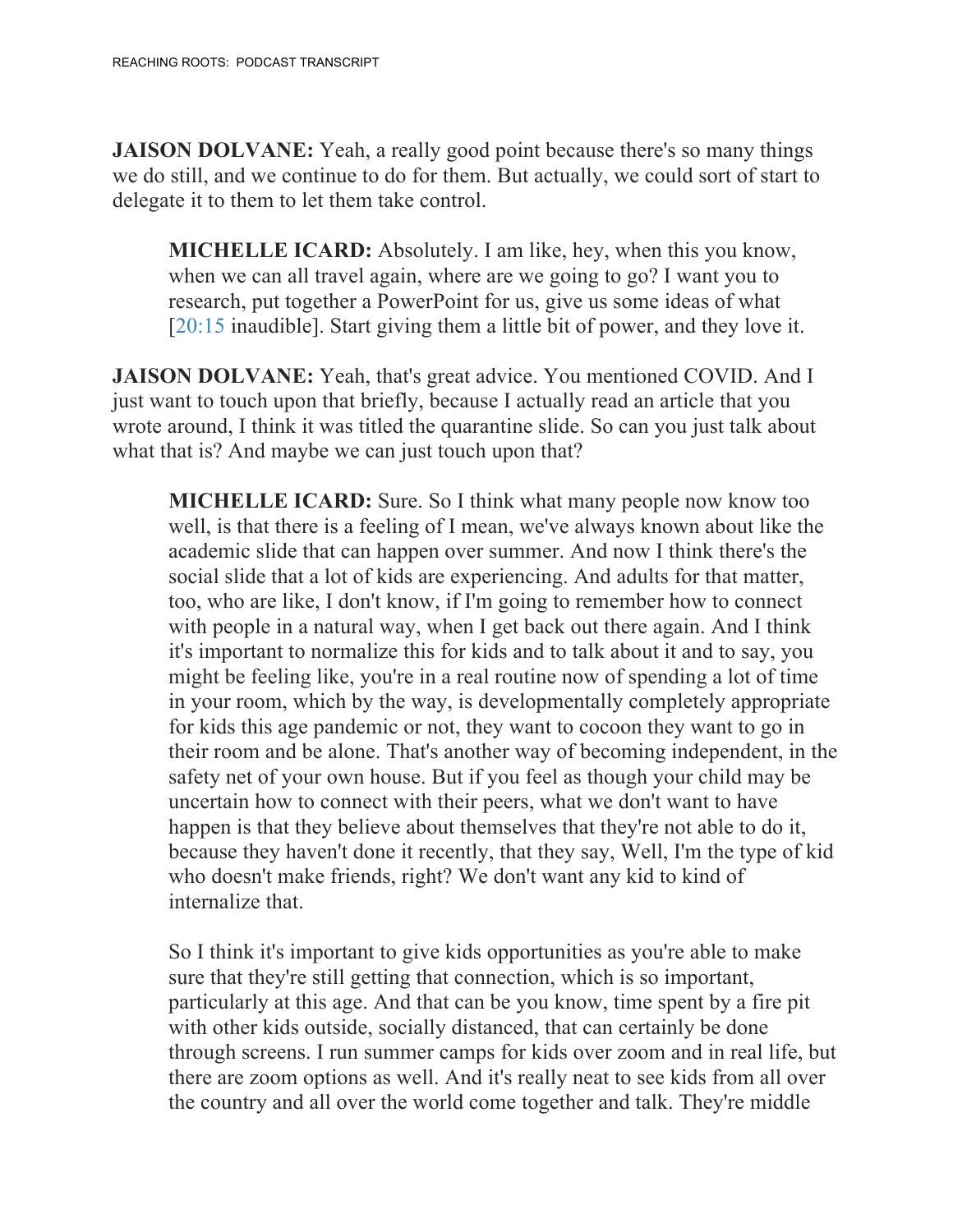**JAISON DOLVANE:** Yeah, a really good point because there's so many things we do still, and we continue to do for them. But actually, we could sort of start to delegate it to them to let them take control.

> **MICHELLE ICARD:** Absolutely. I am like, hey, when this you know, when we can all travel again, where are we going to go? I want you to research, put together a PowerPoint for us, give us some ideas of what [20:15 inaudible]. Start giving them a little bit of power, and they love it.

**JAISON DOLVANE:** Yeah, that's great advice. You mentioned COVID. And I just want to touch upon that briefly, because I actually read an article that you wrote around, I think it was titled the quarantine slide. So can you just talk about what that is? And maybe we can just touch upon that?

> **MICHELLE ICARD:** Sure. So I think what many people now know too well, is that there is a feeling of I mean, we've always known about like the academic slide that can happen over summer. And now I think there's the social slide that a lot of kids are experiencing. And adults for that matter, too, who are like, I don't know, if I'm going to remember how to connect with people in a natural way, when I get back out there again. And I think it's important to normalize this for kids and to talk about it and to say, you might be feeling like, you're in a real routine now of spending a lot of time in your room, which by the way, is developmentally completely appropriate for kids this age pandemic or not, they want to cocoon they want to go in their room and be alone. That's another way of becoming independent, in the safety net of your own house. But if you feel as though your child may be uncertain how to connect with their peers, what we don't want to have happen is that they believe about themselves that they're not able to do it, because they haven't done it recently, that they say, Well, I'm the type of kid who doesn't make friends, right? We don't want any kid to kind of internalize that.
>
> So I think it's important to give kids opportunities as you're able to make sure that they're still getting that connection, which is so important, particularly at this age. And that can be you know, time spent by a fire pit with other kids outside, socially distanced, that can certainly be done through screens. I run summer camps for kids over zoom and in real life, but there are zoom options as well. And it's really neat to see kids from all over the country and all over the world come together and talk. They're middle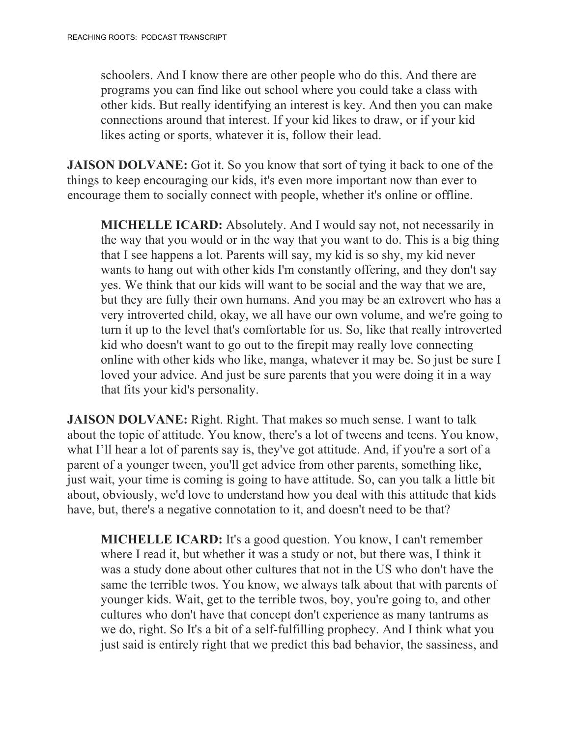schoolers. And I know there are other people who do this. And there are programs you can find like out school where you could take a class with other kids. But really identifying an interest is key. And then you can make connections around that interest. If your kid likes to draw, or if your kid likes acting or sports, whatever it is, follow their lead.

**JAISON DOLVANE:** Got it. So you know that sort of tying it back to one of the things to keep encouraging our kids, it's even more important now than ever to encourage them to socially connect with people, whether it's online or offline.

**MICHELLE ICARD:** Absolutely. And I would say not, not necessarily in the way that you would or in the way that you want to do. This is a big thing that I see happens a lot. Parents will say, my kid is so shy, my kid never wants to hang out with other kids I'm constantly offering, and they don't say yes. We think that our kids will want to be social and the way that we are, but they are fully their own humans. And you may be an extrovert who has a very introverted child, okay, we all have our own volume, and we're going to turn it up to the level that's comfortable for us. So, like that really introverted kid who doesn't want to go out to the firepit may really love connecting online with other kids who like, manga, whatever it may be. So just be sure I loved your advice. And just be sure parents that you were doing it in a way that fits your kid's personality.

**JAISON DOLVANE:** Right. Right. That makes so much sense. I want to talk about the topic of attitude. You know, there's a lot of tweens and teens. You know, what I'll hear a lot of parents say is, they've got attitude. And, if you're a sort of a parent of a younger tween, you'll get advice from other parents, something like, just wait, your time is coming is going to have attitude. So, can you talk a little bit about, obviously, we'd love to understand how you deal with this attitude that kids have, but, there's a negative connotation to it, and doesn't need to be that?

**MICHELLE ICARD:** It's a good question. You know, I can't remember where I read it, but whether it was a study or not, but there was, I think it was a study done about other cultures that not in the US who don't have the same the terrible twos. You know, we always talk about that with parents of younger kids. Wait, get to the terrible twos, boy, you're going to, and other cultures who don't have that concept don't experience as many tantrums as we do, right. So It's a bit of a self-fulfilling prophecy. And I think what you just said is entirely right that we predict this bad behavior, the sassiness, and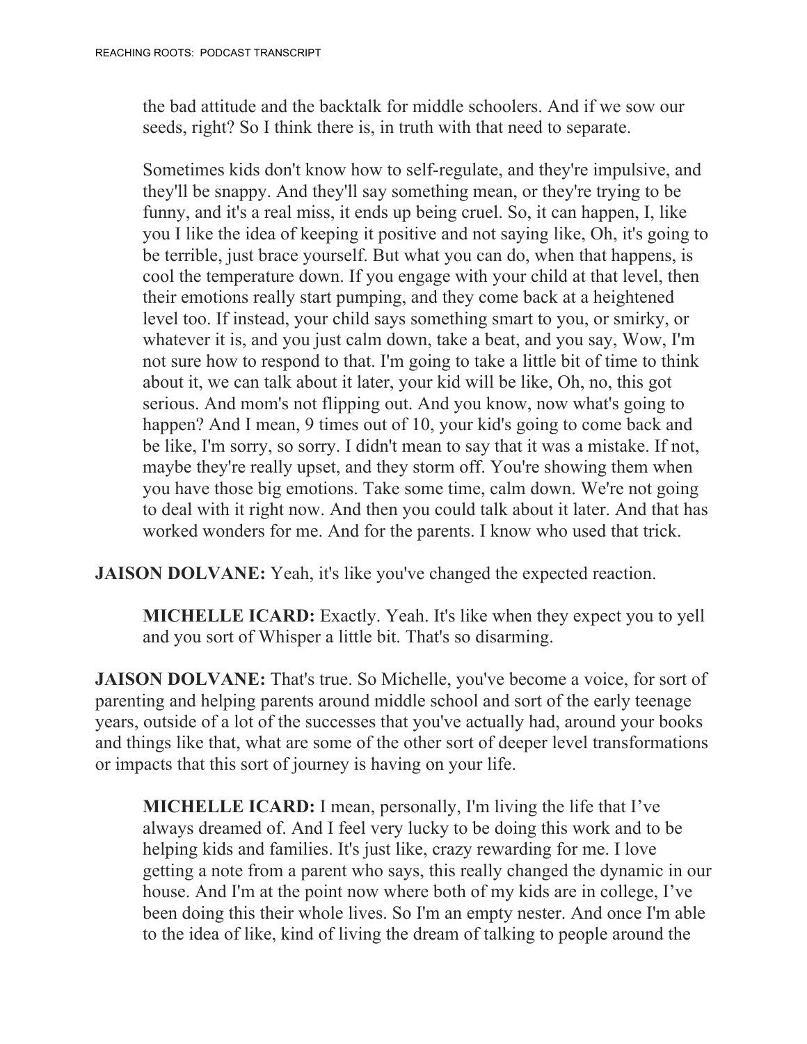the bad attitude and the backtalk for middle schoolers. And if we sow our seeds, right? So I think there is, in truth with that need to separate.

Sometimes kids don't know how to self-regulate, and they're impulsive, and they'll be snappy. And they'll say something mean, or they're trying to be funny, and it's a real miss, it ends up being cruel. So, it can happen, I, like you I like the idea of keeping it positive and not saying like, Oh, it's going to be terrible, just brace yourself. But what you can do, when that happens, is cool the temperature down. If you engage with your child at that level, then their emotions really start pumping, and they come back at a heightened level too. If instead, your child says something smart to you, or smirky, or whatever it is, and you just calm down, take a beat, and you say, Wow, I'm not sure how to respond to that. I'm going to take a little bit of time to think about it, we can talk about it later, your kid will be like, Oh, no, this got serious. And mom's not flipping out. And you know, now what's going to happen? And I mean, 9 times out of 10, your kid's going to come back and be like, I'm sorry, so sorry. I didn't mean to say that it was a mistake. If not, maybe they're really upset, and they storm off. You're showing them when you have those big emotions. Take some time, calm down. We're not going to deal with it right now. And then you could talk about it later. And that has worked wonders for me. And for the parents. I know who used that trick.

**JAISON DOLVANE:** Yeah, it's like you've changed the expected reaction.

**MICHELLE ICARD:** Exactly. Yeah. It's like when they expect you to yell and you sort of Whisper a little bit. That's so disarming.

**JAISON DOLVANE:** That's true. So Michelle, you've become a voice, for sort of parenting and helping parents around middle school and sort of the early teenage years, outside of a lot of the successes that you've actually had, around your books and things like that, what are some of the other sort of deeper level transformations or impacts that this sort of journey is having on your life.

**MICHELLE ICARD:** I mean, personally, I'm living the life that I've always dreamed of. And I feel very lucky to be doing this work and to be helping kids and families. It's just like, crazy rewarding for me. I love getting a note from a parent who says, this really changed the dynamic in our house. And I'm at the point now where both of my kids are in college, I've been doing this their whole lives. So I'm an empty nester. And once I'm able to the idea of like, kind of living the dream of talking to people around the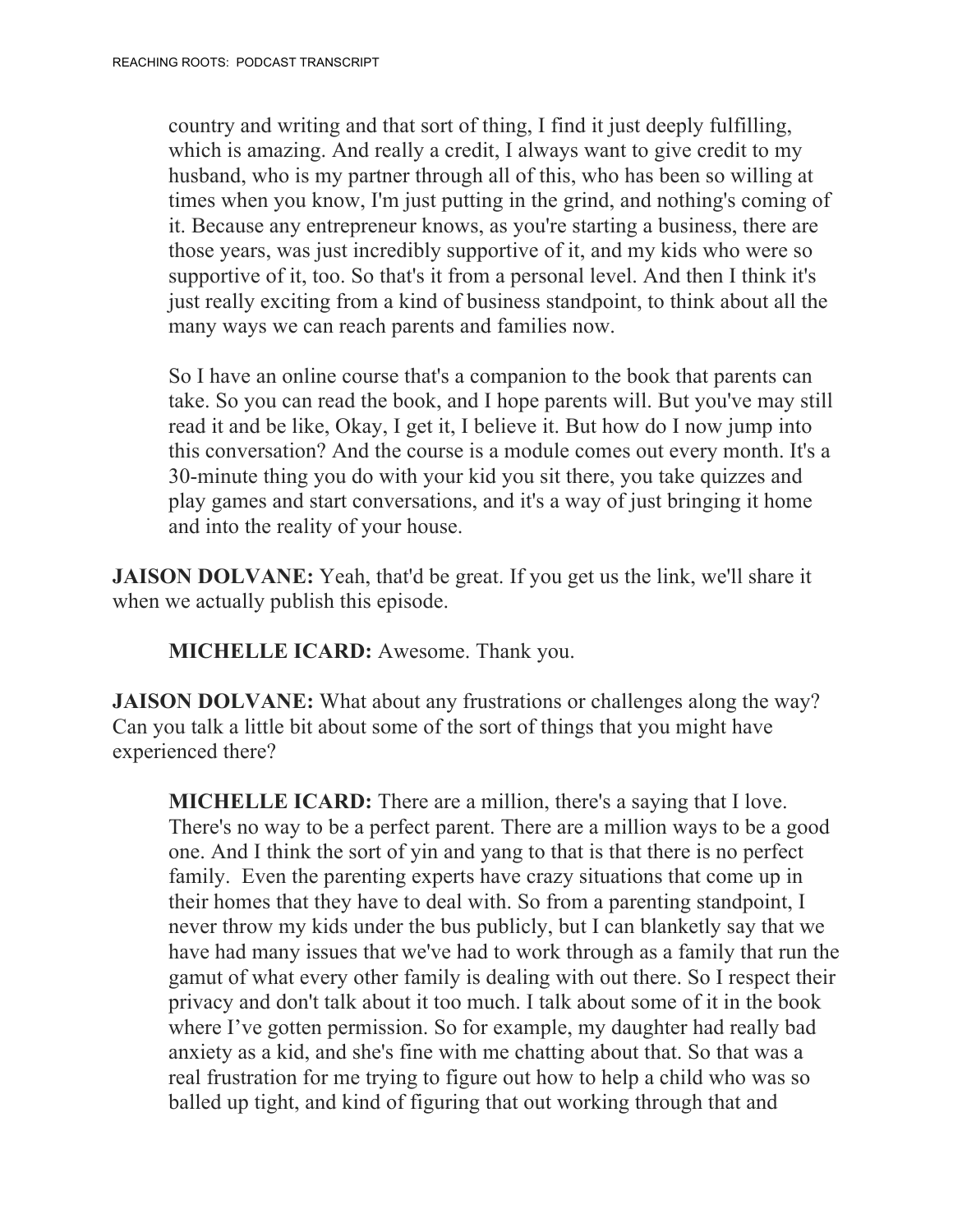country and writing and that sort of thing, I find it just deeply fulfilling, which is amazing. And really a credit, I always want to give credit to my husband, who is my partner through all of this, who has been so willing at times when you know, I'm just putting in the grind, and nothing's coming of it. Because any entrepreneur knows, as you're starting a business, there are those years, was just incredibly supportive of it, and my kids who were so supportive of it, too. So that's it from a personal level. And then I think it's just really exciting from a kind of business standpoint, to think about all the many ways we can reach parents and families now.

So I have an online course that's a companion to the book that parents can take. So you can read the book, and I hope parents will. But you've may still read it and be like, Okay, I get it, I believe it. But how do I now jump into this conversation? And the course is a module comes out every month. It's a 30-minute thing you do with your kid you sit there, you take quizzes and play games and start conversations, and it's a way of just bringing it home and into the reality of your house.

**JAISON DOLVANE:** Yeah, that'd be great. If you get us the link, we'll share it when we actually publish this episode.

**MICHELLE ICARD:** Awesome. Thank you.

**JAISON DOLVANE:** What about any frustrations or challenges along the way? Can you talk a little bit about some of the sort of things that you might have experienced there?

**MICHELLE ICARD:** There are a million, there's a saying that I love. There's no way to be a perfect parent. There are a million ways to be a good one. And I think the sort of yin and yang to that is that there is no perfect family. Even the parenting experts have crazy situations that come up in their homes that they have to deal with. So from a parenting standpoint, I never throw my kids under the bus publicly, but I can blanketly say that we have had many issues that we've had to work through as a family that run the gamut of what every other family is dealing with out there. So I respect their privacy and don't talk about it too much. I talk about some of it in the book where I've gotten permission. So for example, my daughter had really bad anxiety as a kid, and she's fine with me chatting about that. So that was a real frustration for me trying to figure out how to help a child who was so balled up tight, and kind of figuring that out working through that and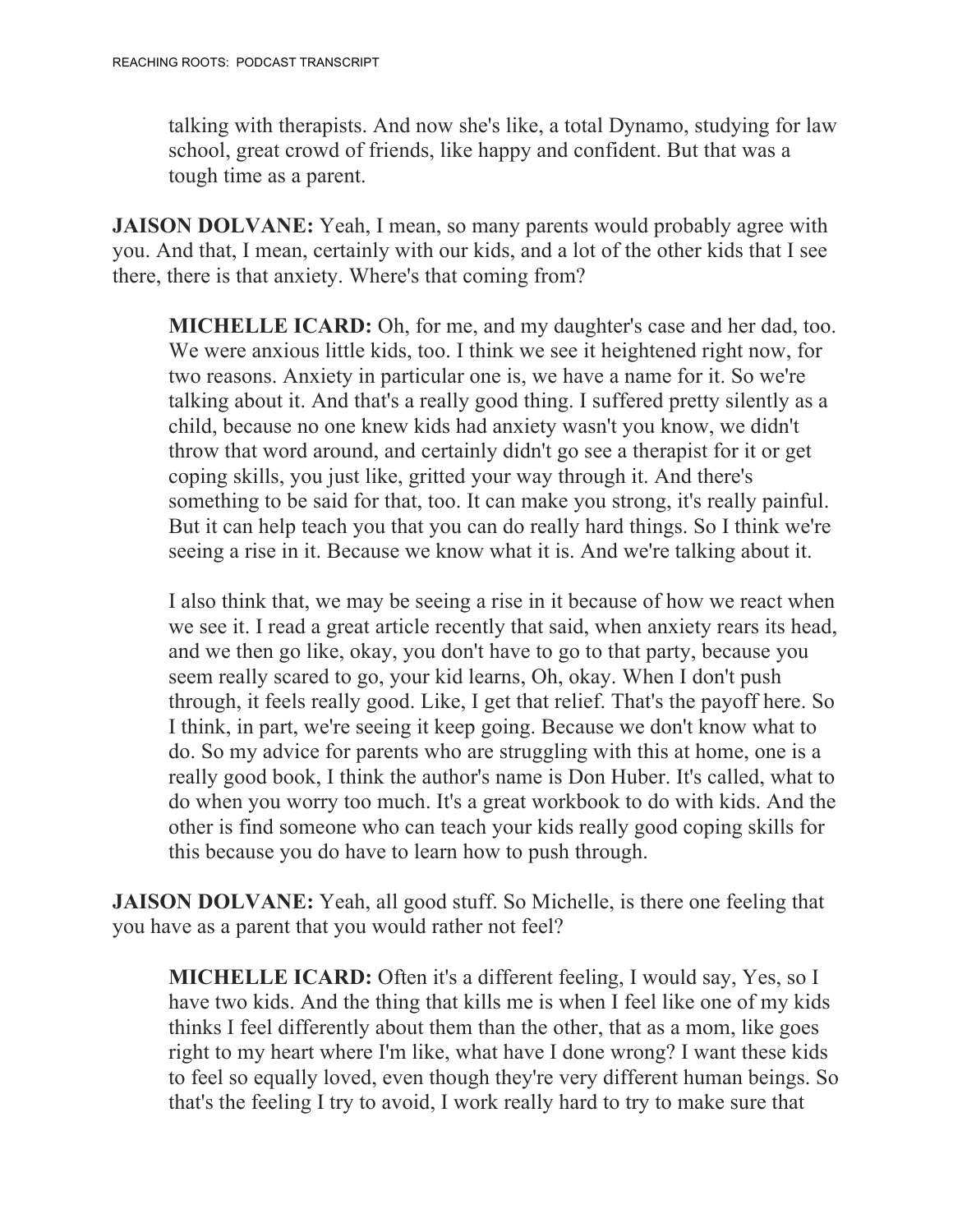talking with therapists. And now she's like, a total Dynamo, studying for law school, great crowd of friends, like happy and confident. But that was a tough time as a parent.

**JAISON DOLVANE:** Yeah, I mean, so many parents would probably agree with you. And that, I mean, certainly with our kids, and a lot of the other kids that I see there, there is that anxiety. Where's that coming from?

**MICHELLE ICARD:** Oh, for me, and my daughter's case and her dad, too. We were anxious little kids, too. I think we see it heightened right now, for two reasons. Anxiety in particular one is, we have a name for it. So we're talking about it. And that's a really good thing. I suffered pretty silently as a child, because no one knew kids had anxiety wasn't you know, we didn't throw that word around, and certainly didn't go see a therapist for it or get coping skills, you just like, gritted your way through it. And there's something to be said for that, too. It can make you strong, it's really painful. But it can help teach you that you can do really hard things. So I think we're seeing a rise in it. Because we know what it is. And we're talking about it.

I also think that, we may be seeing a rise in it because of how we react when we see it. I read a great article recently that said, when anxiety rears its head, and we then go like, okay, you don't have to go to that party, because you seem really scared to go, your kid learns, Oh, okay. When I don't push through, it feels really good. Like, I get that relief. That's the payoff here. So I think, in part, we're seeing it keep going. Because we don't know what to do. So my advice for parents who are struggling with this at home, one is a really good book, I think the author's name is Don Huber. It's called, what to do when you worry too much. It's a great workbook to do with kids. And the other is find someone who can teach your kids really good coping skills for this because you do have to learn how to push through.

**JAISON DOLVANE:** Yeah, all good stuff. So Michelle, is there one feeling that you have as a parent that you would rather not feel?

**MICHELLE ICARD:** Often it's a different feeling, I would say, Yes, so I have two kids. And the thing that kills me is when I feel like one of my kids thinks I feel differently about them than the other, that as a mom, like goes right to my heart where I'm like, what have I done wrong? I want these kids to feel so equally loved, even though they're very different human beings. So that's the feeling I try to avoid, I work really hard to try to make sure that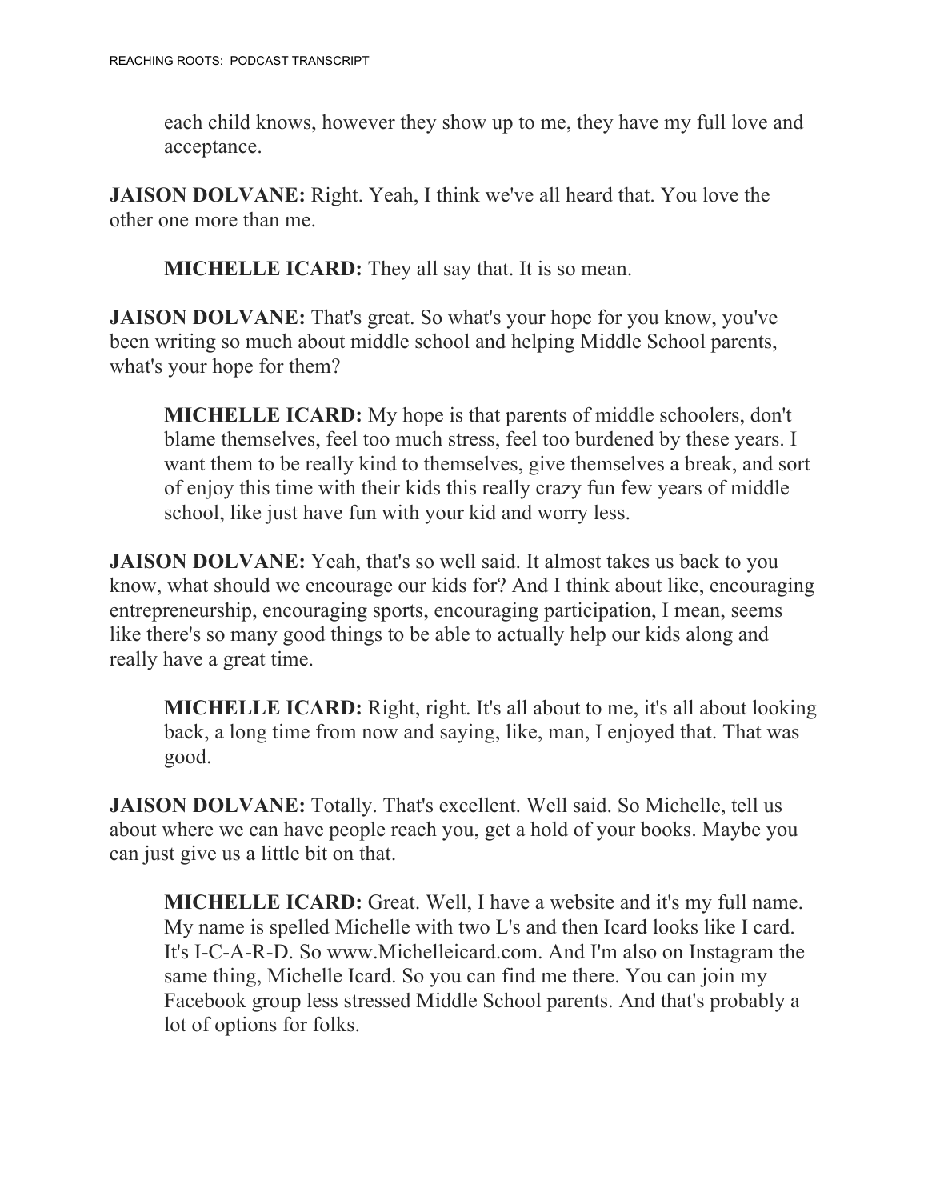each child knows, however they show up to me, they have my full love and acceptance.

**JAISON DOLVANE:** Right. Yeah, I think we've all heard that. You love the other one more than me.

**MICHELLE ICARD:** They all say that. It is so mean.

**JAISON DOLVANE:** That's great. So what's your hope for you know, you've been writing so much about middle school and helping Middle School parents, what's your hope for them?

**MICHELLE ICARD:** My hope is that parents of middle schoolers, don't blame themselves, feel too much stress, feel too burdened by these years. I want them to be really kind to themselves, give themselves a break, and sort of enjoy this time with their kids this really crazy fun few years of middle school, like just have fun with your kid and worry less.

**JAISON DOLVANE:** Yeah, that's so well said. It almost takes us back to you know, what should we encourage our kids for? And I think about like, encouraging entrepreneurship, encouraging sports, encouraging participation, I mean, seems like there's so many good things to be able to actually help our kids along and really have a great time.

**MICHELLE ICARD:** Right, right. It's all about to me, it's all about looking back, a long time from now and saying, like, man, I enjoyed that. That was good.

**JAISON DOLVANE:** Totally. That's excellent. Well said. So Michelle, tell us about where we can have people reach you, get a hold of your books. Maybe you can just give us a little bit on that.

**MICHELLE ICARD:** Great. Well, I have a website and it's my full name. My name is spelled Michelle with two L's and then Icard looks like I card. It's I-C-A-R-D. So www.Michelleicard.com. And I'm also on Instagram the same thing, Michelle Icard. So you can find me there. You can join my Facebook group less stressed Middle School parents. And that's probably a lot of options for folks.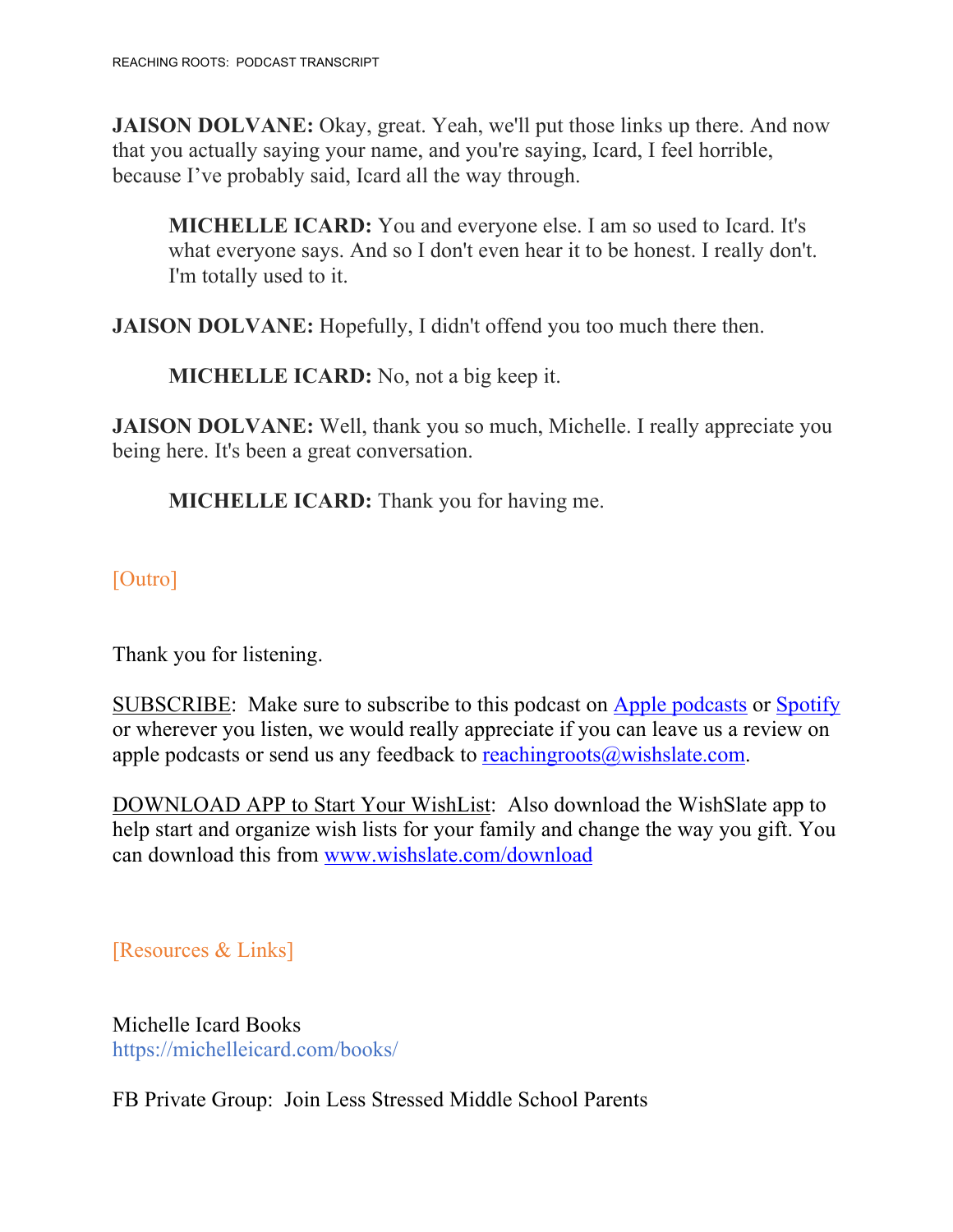**JAISON DOLVANE:** Okay, great. Yeah, we'll put those links up there. And now that you actually saying your name, and you're saying, Icard, I feel horrible, because I've probably said, Icard all the way through.

> **MICHELLE ICARD:** You and everyone else. I am so used to Icard. It's what everyone says. And so I don't even hear it to be honest. I really don't. I'm totally used to it.

**JAISON DOLVANE:** Hopefully, I didn't offend you too much there then.

> **MICHELLE ICARD:** No, not a big keep it.

**JAISON DOLVANE:** Well, thank you so much, Michelle. I really appreciate you being here. It's been a great conversation.

> **MICHELLE ICARD:** Thank you for having me.

[Outro]

Thank you for listening.

SUBSCRIBE: Make sure to subscribe to this podcast on Apple podcasts or Spotify or wherever you listen, we would really appreciate if you can leave us a review on apple podcasts or send us any feedback to reachingroots@wishslate.com.

DOWNLOAD APP to Start Your WishList: Also download the WishSlate app to help start and organize wish lists for your family and change the way you gift. You can download this from www.wishslate.com/download

[Resources & Links]

Michelle Icard Books
https://michelleicard.com/books/

FB Private Group: Join Less Stressed Middle School Parents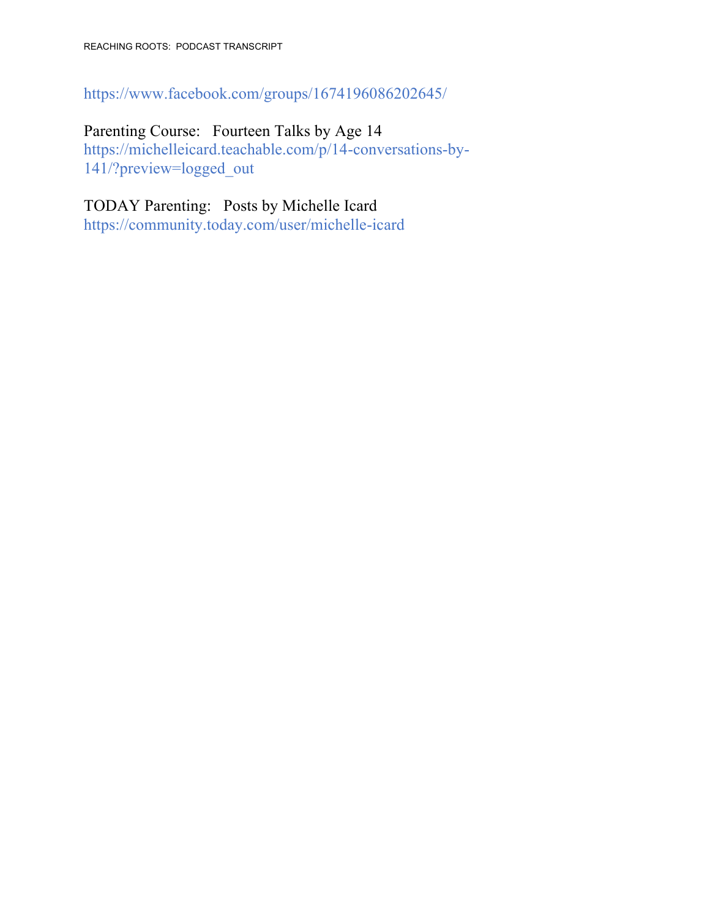https://www.facebook.com/groups/1674196086202645/

Parenting Course: Fourteen Talks by Age 14
https://michelleicard.teachable.com/p/14-conversations-by-141/?preview=logged_out

TODAY Parenting: Posts by Michelle Icard
https://community.today.com/user/michelle-icard